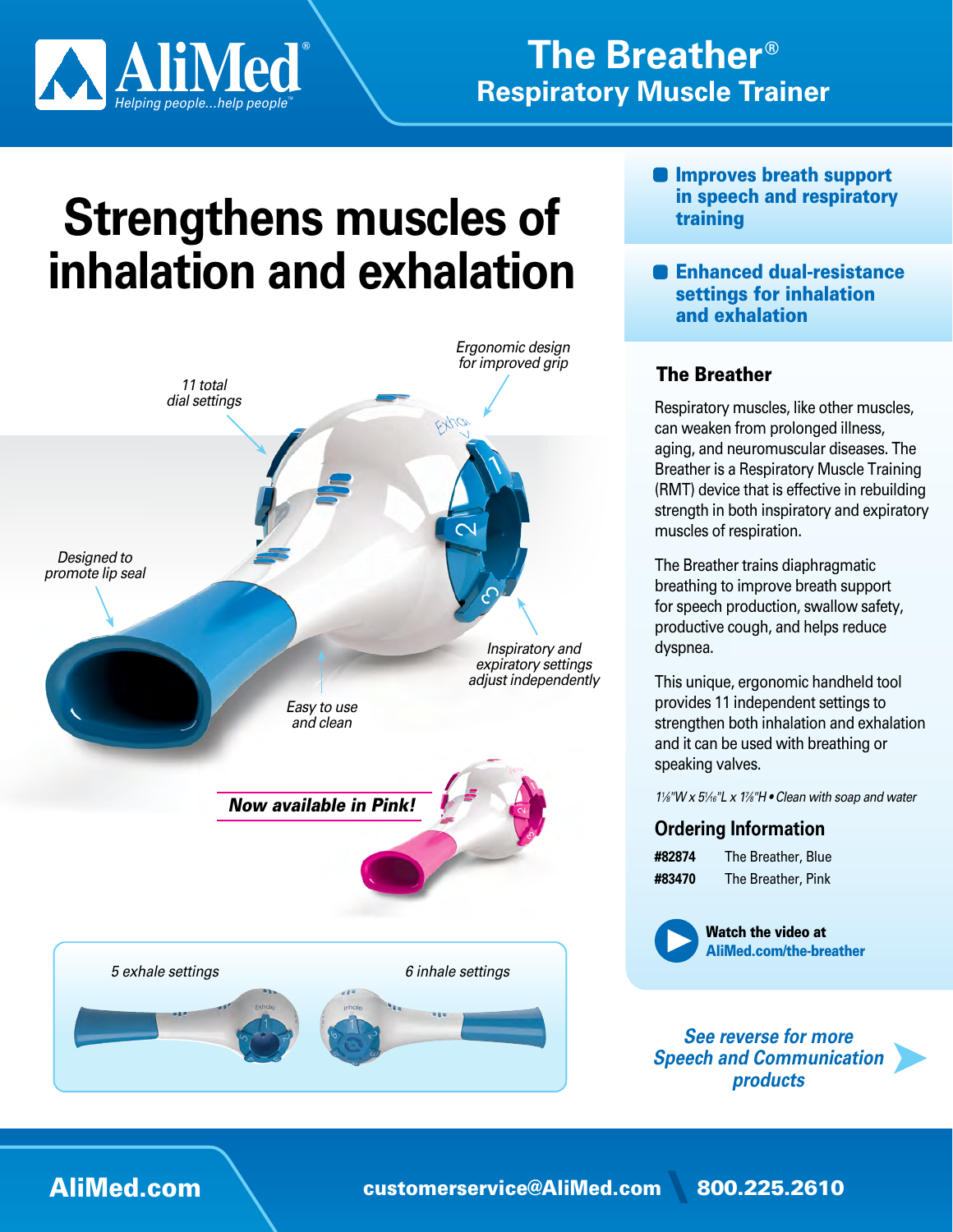AliMed®
Helping people...help people™

# The Breather®
## Respiratory Muscle Trainer

# Strengthens muscles of inhalation and exhalation

*Ergonomic design for improved grip*

*11 total dial settings*

*Designed to promote lip seal*

*Inspiratory and expiratory settings adjust independently*

*Easy to use and clean*

***Now available in Pink!***

*5 exhale settings*

*6 inhale settings*

- **Improves breath support in speech and respiratory training**
- **Enhanced dual-resistance settings for inhalation and exhalation**

### The Breather

Respiratory muscles, like other muscles, can weaken from prolonged illness, aging, and neuromuscular diseases. The Breather is a Respiratory Muscle Training (RMT) device that is effective in rebuilding strength in both inspiratory and expiratory muscles of respiration.

The Breather trains diaphragmatic breathing to improve breath support for speech production, swallow safety, productive cough, and helps reduce dyspnea.

This unique, ergonomic handheld tool provides 11 independent settings to strengthen both inhalation and exhalation and it can be used with breathing or speaking valves.

*1⅛"W x 5⁵⁄₁₆"L x 1⅞"H • Clean with soap and water*

### Ordering Information

| | |
|---|---|
| **#82874** | The Breather, Blue |
| **#83470** | The Breather, Pink |

**Watch the video at AliMed.com/the-breather**

***See reverse for more Speech and Communication products***

**AliMed.com** **customerservice@AliMed.com** **800.225.2610**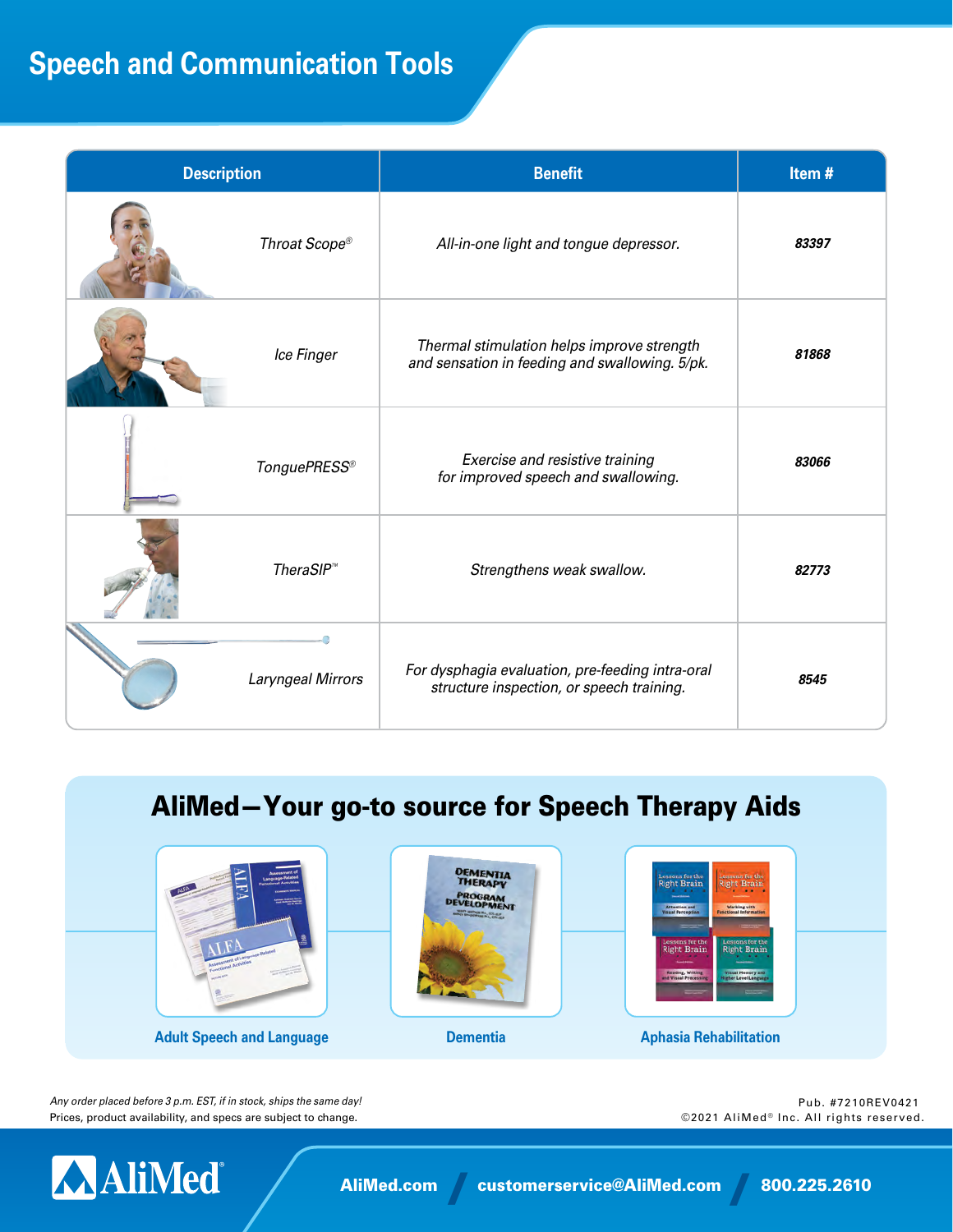# Speech and Communication Tools

| Description | Benefit | Item # |
|---|---|---|
| *Throat Scope®* | *All-in-one light and tongue depressor.* | ***83397*** |
| *Ice Finger* | *Thermal stimulation helps improve strength and sensation in feeding and swallowing. 5/pk.* | ***81868*** |
| *TonguePRESS®* | *Exercise and resistive training for improved speech and swallowing.* | ***83066*** |
| *TheraSIP™* | *Strengthens weak swallow.* | ***82773*** |
| *Laryngeal Mirrors* | *For dysphagia evaluation, pre-feeding intra-oral structure inspection, or speech training.* | ***8545*** |

## AliMed—Your go-to source for Speech Therapy Aids

**Adult Speech and Language**

**Dementia**

**Aphasia Rehabilitation**

*Any order placed before 3 p.m. EST, if in stock, ships the same day!*
Prices, product availability, and specs are subject to change.

Pub. #7210REV0421
©2021 AliMed® Inc. All rights reserved.

AliMed®

**AliMed.com** / **customerservice@AliMed.com** / **800.225.2610**